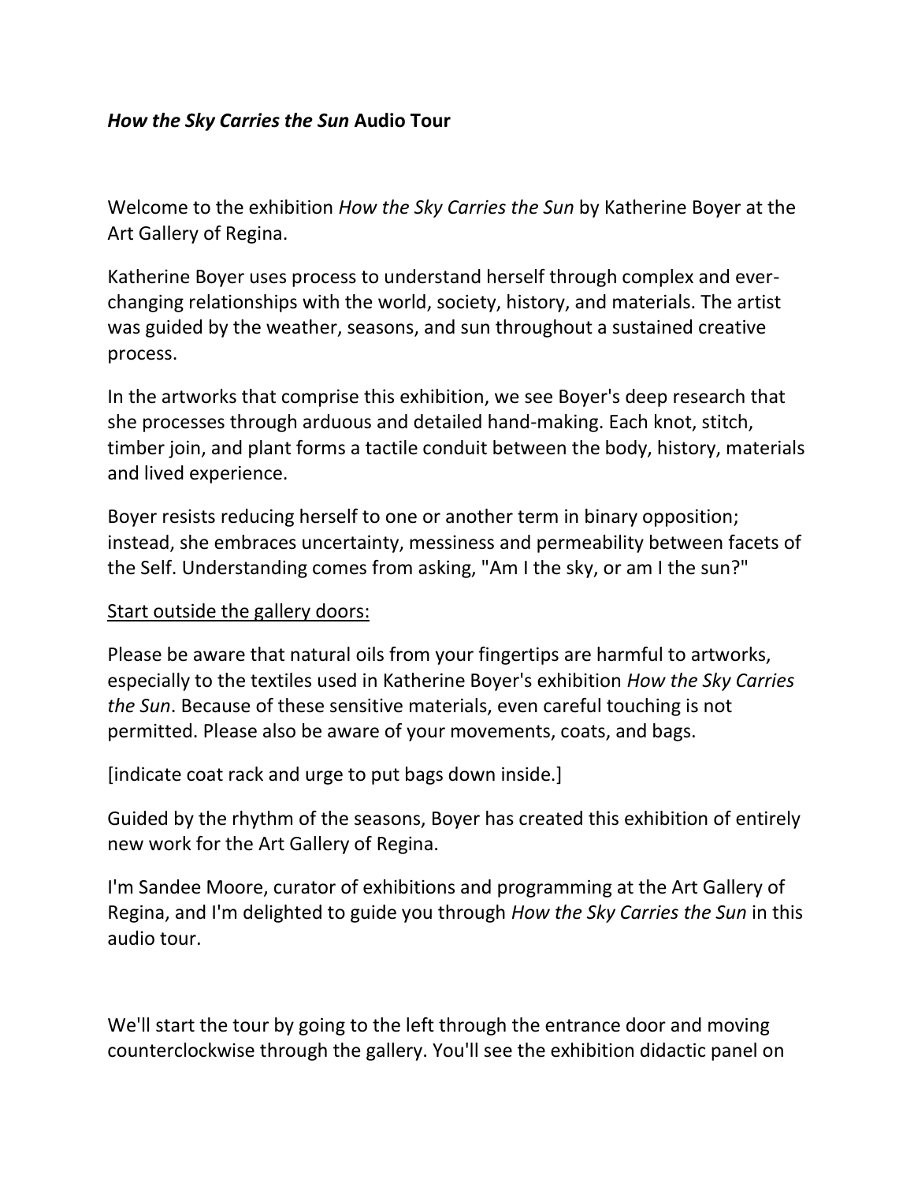# *How the Sky Carries the Sun* Audio Tour

Welcome to the exhibition *How the Sky Carries the Sun* by Katherine Boyer at the Art Gallery of Regina.

Katherine Boyer uses process to understand herself through complex and ever-changing relationships with the world, society, history, and materials. The artist was guided by the weather, seasons, and sun throughout a sustained creative process.

In the artworks that comprise this exhibition, we see Boyer's deep research that she processes through arduous and detailed hand-making. Each knot, stitch, timber join, and plant forms a tactile conduit between the body, history, materials and lived experience.

Boyer resists reducing herself to one or another term in binary opposition; instead, she embraces uncertainty, messiness and permeability between facets of the Self. Understanding comes from asking, "Am I the sky, or am I the sun?"

<u>Start outside the gallery doors:</u>

Please be aware that natural oils from your fingertips are harmful to artworks, especially to the textiles used in Katherine Boyer's exhibition *How the Sky Carries the Sun*. Because of these sensitive materials, even careful touching is not permitted. Please also be aware of your movements, coats, and bags.

[indicate coat rack and urge to put bags down inside.]

Guided by the rhythm of the seasons, Boyer has created this exhibition of entirely new work for the Art Gallery of Regina.

I'm Sandee Moore, curator of exhibitions and programming at the Art Gallery of Regina, and I'm delighted to guide you through *How the Sky Carries the Sun* in this audio tour.

We'll start the tour by going to the left through the entrance door and moving counterclockwise through the gallery. You'll see the exhibition didactic panel on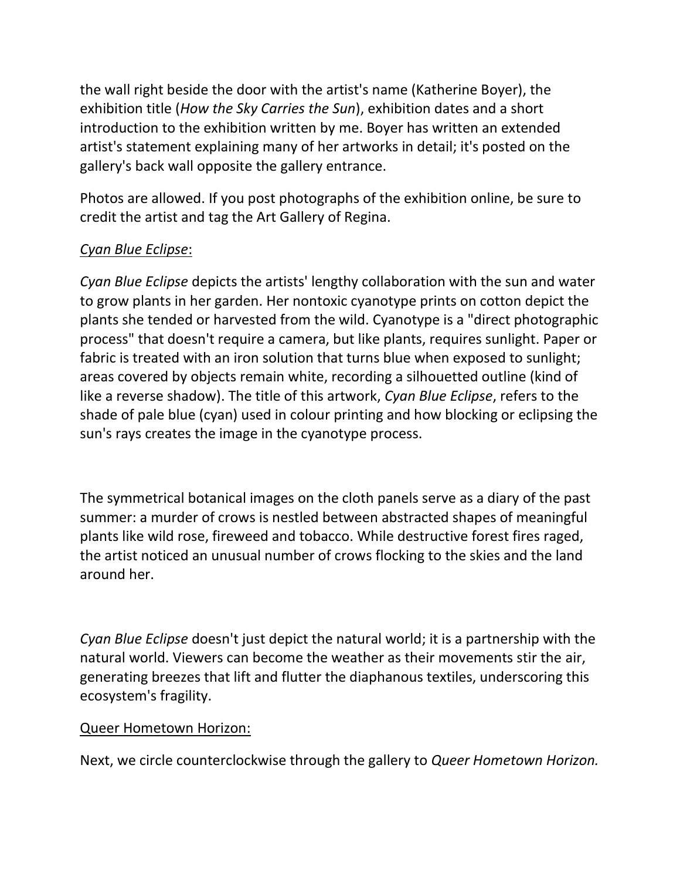the wall right beside the door with the artist's name (Katherine Boyer), the exhibition title (*How the Sky Carries the Sun*), exhibition dates and a short introduction to the exhibition written by me. Boyer has written an extended artist's statement explaining many of her artworks in detail; it's posted on the gallery's back wall opposite the gallery entrance.

Photos are allowed. If you post photographs of the exhibition online, be sure to credit the artist and tag the Art Gallery of Regina.

<u>*Cyan Blue Eclipse*:</u>

*Cyan Blue Eclipse* depicts the artists' lengthy collaboration with the sun and water to grow plants in her garden. Her nontoxic cyanotype prints on cotton depict the plants she tended or harvested from the wild. Cyanotype is a "direct photographic process" that doesn't require a camera, but like plants, requires sunlight. Paper or fabric is treated with an iron solution that turns blue when exposed to sunlight; areas covered by objects remain white, recording a silhouetted outline (kind of like a reverse shadow). The title of this artwork, *Cyan Blue Eclipse*, refers to the shade of pale blue (cyan) used in colour printing and how blocking or eclipsing the sun's rays creates the image in the cyanotype process.

The symmetrical botanical images on the cloth panels serve as a diary of the past summer: a murder of crows is nestled between abstracted shapes of meaningful plants like wild rose, fireweed and tobacco. While destructive forest fires raged, the artist noticed an unusual number of crows flocking to the skies and the land around her.

*Cyan Blue Eclipse* doesn't just depict the natural world; it is a partnership with the natural world. Viewers can become the weather as their movements stir the air, generating breezes that lift and flutter the diaphanous textiles, underscoring this ecosystem's fragility.

<u>Queer Hometown Horizon:</u>

Next, we circle counterclockwise through the gallery to *Queer Hometown Horizon.*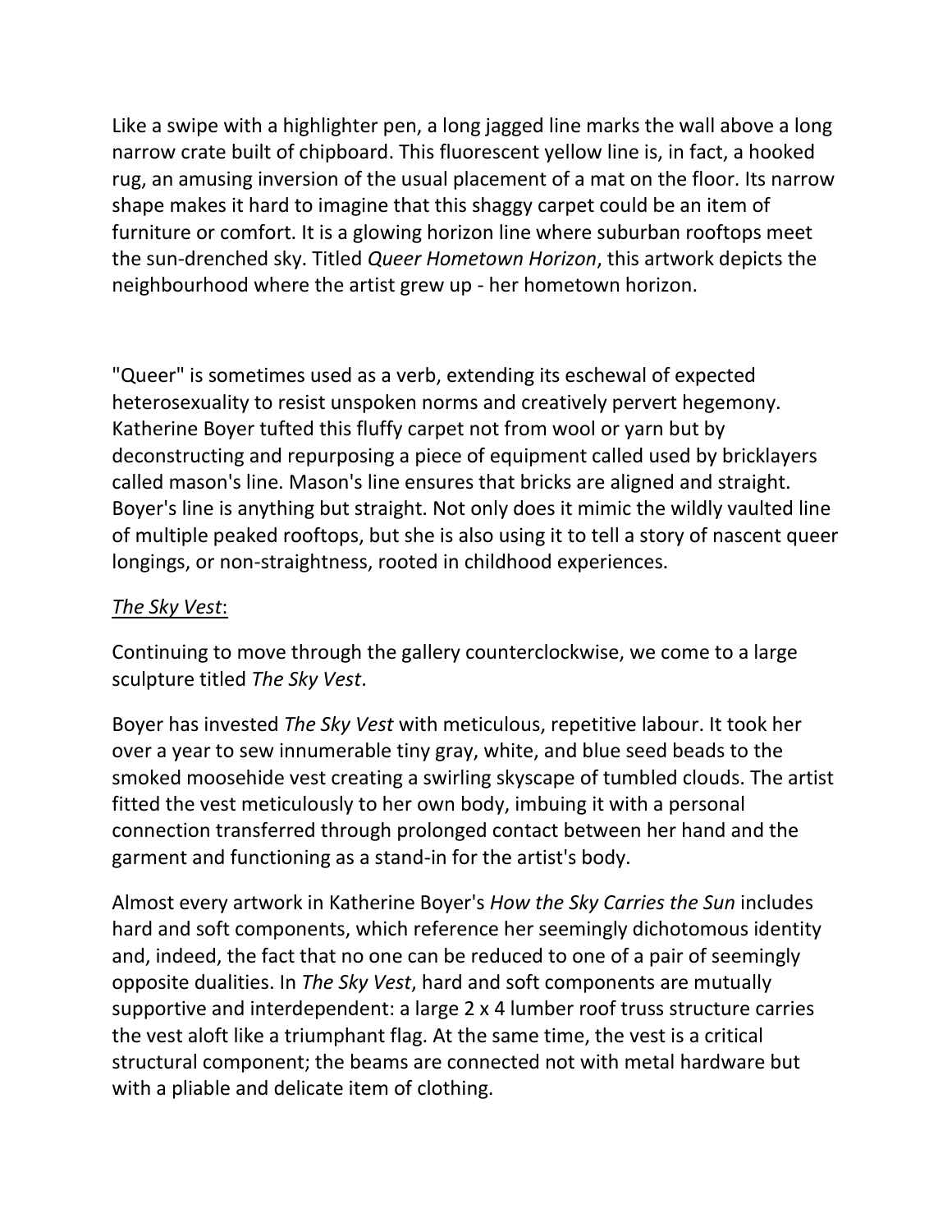Like a swipe with a highlighter pen, a long jagged line marks the wall above a long narrow crate built of chipboard. This fluorescent yellow line is, in fact, a hooked rug, an amusing inversion of the usual placement of a mat on the floor. Its narrow shape makes it hard to imagine that this shaggy carpet could be an item of furniture or comfort. It is a glowing horizon line where suburban rooftops meet the sun-drenched sky. Titled *Queer Hometown Horizon*, this artwork depicts the neighbourhood where the artist grew up - her hometown horizon.

"Queer" is sometimes used as a verb, extending its eschewal of expected heterosexuality to resist unspoken norms and creatively pervert hegemony. Katherine Boyer tufted this fluffy carpet not from wool or yarn but by deconstructing and repurposing a piece of equipment called used by bricklayers called mason's line. Mason's line ensures that bricks are aligned and straight. Boyer's line is anything but straight. Not only does it mimic the wildly vaulted line of multiple peaked rooftops, but she is also using it to tell a story of nascent queer longings, or non-straightness, rooted in childhood experiences.

<u>*The Sky Vest*</u>:

Continuing to move through the gallery counterclockwise, we come to a large sculpture titled *The Sky Vest*.

Boyer has invested *The Sky Vest* with meticulous, repetitive labour. It took her over a year to sew innumerable tiny gray, white, and blue seed beads to the smoked moosehide vest creating a swirling skyscape of tumbled clouds. The artist fitted the vest meticulously to her own body, imbuing it with a personal connection transferred through prolonged contact between her hand and the garment and functioning as a stand-in for the artist's body.

Almost every artwork in Katherine Boyer's *How the Sky Carries the Sun* includes hard and soft components, which reference her seemingly dichotomous identity and, indeed, the fact that no one can be reduced to one of a pair of seemingly opposite dualities. In *The Sky Vest*, hard and soft components are mutually supportive and interdependent: a large 2 x 4 lumber roof truss structure carries the vest aloft like a triumphant flag. At the same time, the vest is a critical structural component; the beams are connected not with metal hardware but with a pliable and delicate item of clothing.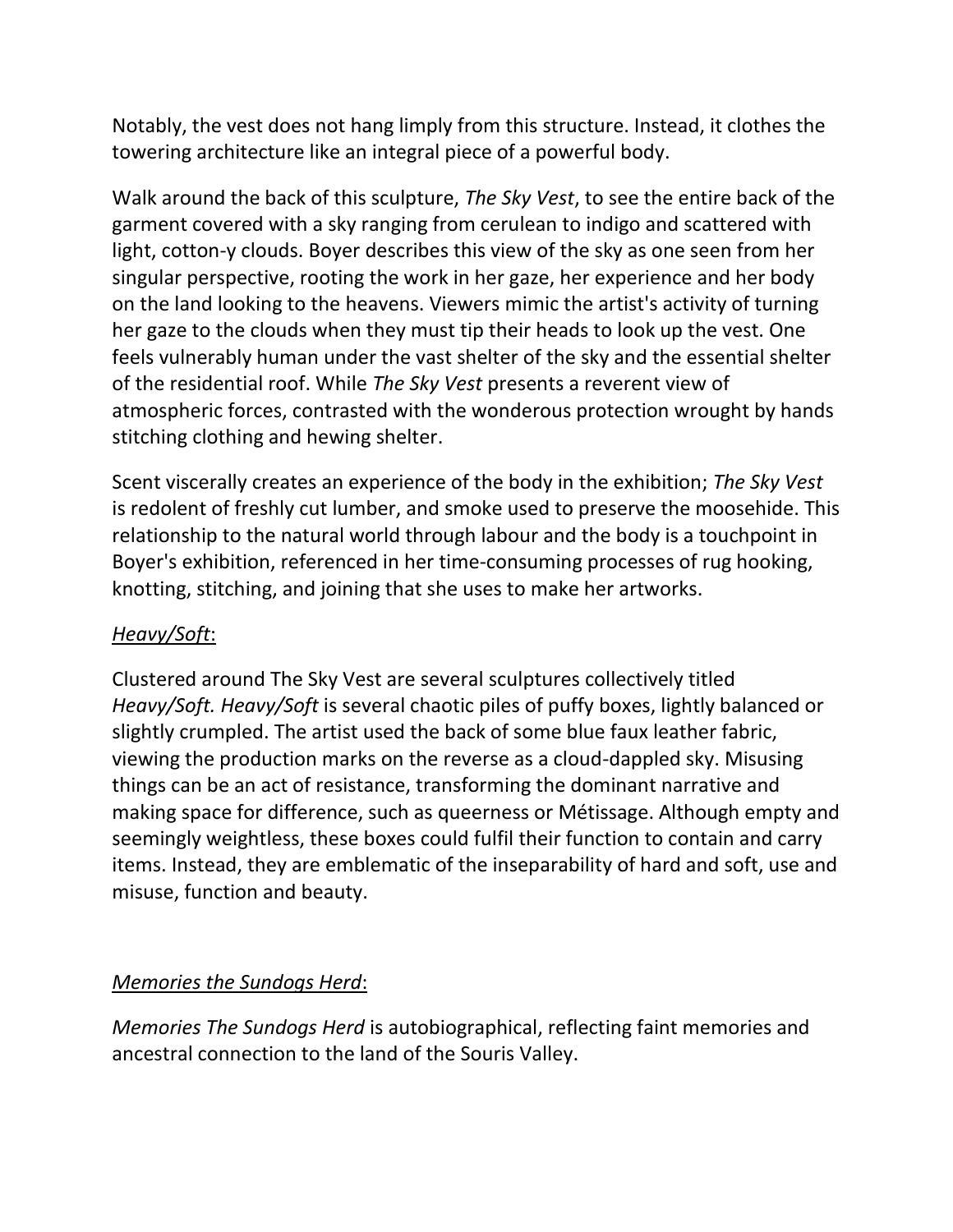Notably, the vest does not hang limply from this structure. Instead, it clothes the towering architecture like an integral piece of a powerful body.

Walk around the back of this sculpture, *The Sky Vest*, to see the entire back of the garment covered with a sky ranging from cerulean to indigo and scattered with light, cotton-y clouds. Boyer describes this view of the sky as one seen from her singular perspective, rooting the work in her gaze, her experience and her body on the land looking to the heavens. Viewers mimic the artist's activity of turning her gaze to the clouds when they must tip their heads to look up the vest. One feels vulnerably human under the vast shelter of the sky and the essential shelter of the residential roof. While *The Sky Vest* presents a reverent view of atmospheric forces, contrasted with the wonderous protection wrought by hands stitching clothing and hewing shelter.

Scent viscerally creates an experience of the body in the exhibition; *The Sky Vest* is redolent of freshly cut lumber, and smoke used to preserve the moosehide. This relationship to the natural world through labour and the body is a touchpoint in Boyer's exhibition, referenced in her time-consuming processes of rug hooking, knotting, stitching, and joining that she uses to make her artworks.

<u>*Heavy/Soft*</u>:

Clustered around The Sky Vest are several sculptures collectively titled *Heavy/Soft. Heavy/Soft* is several chaotic piles of puffy boxes, lightly balanced or slightly crumpled. The artist used the back of some blue faux leather fabric, viewing the production marks on the reverse as a cloud-dappled sky. Misusing things can be an act of resistance, transforming the dominant narrative and making space for difference, such as queerness or Métissage. Although empty and seemingly weightless, these boxes could fulfil their function to contain and carry items. Instead, they are emblematic of the inseparability of hard and soft, use and misuse, function and beauty.

<u>*Memories the Sundogs Herd*</u>:

*Memories The Sundogs Herd* is autobiographical, reflecting faint memories and ancestral connection to the land of the Souris Valley.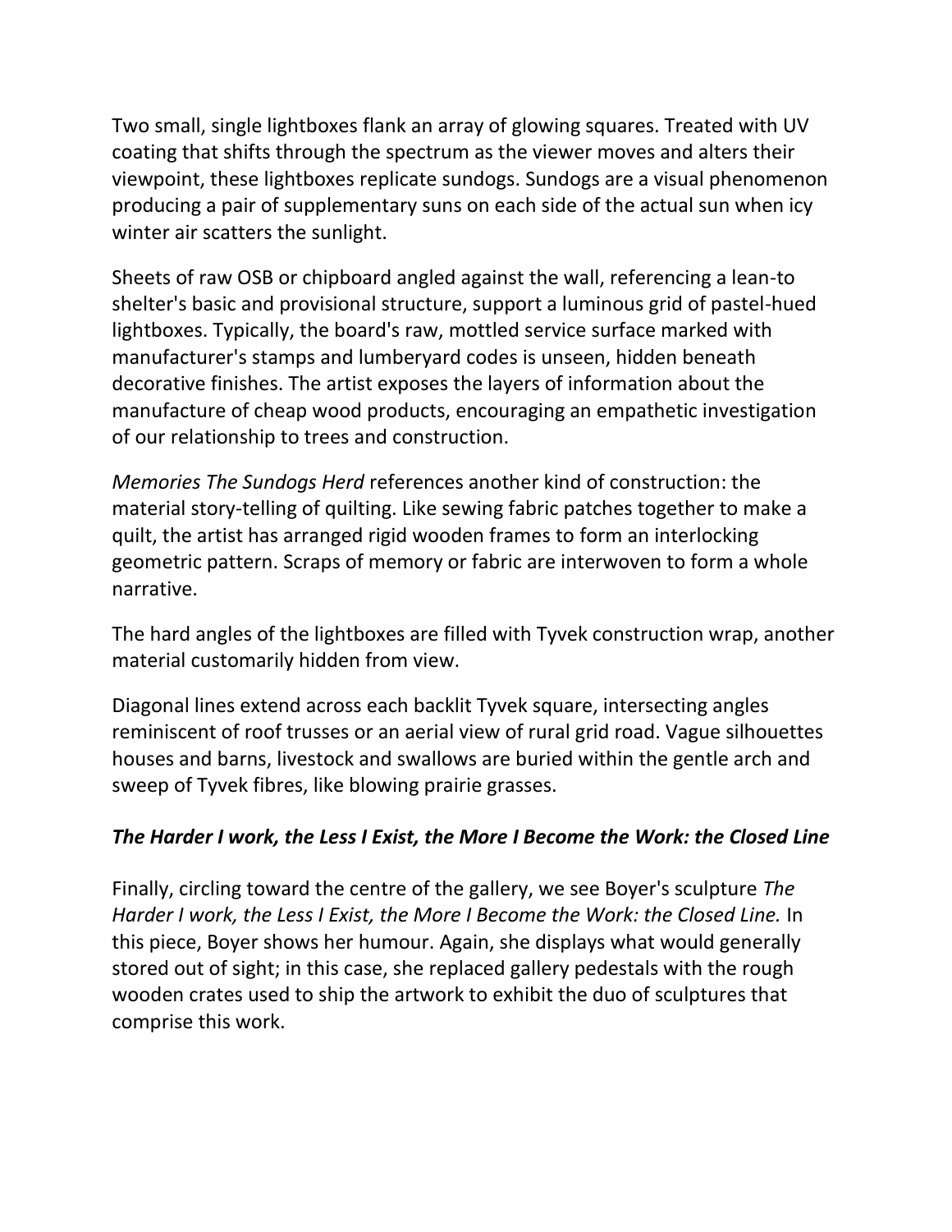Two small, single lightboxes flank an array of glowing squares. Treated with UV coating that shifts through the spectrum as the viewer moves and alters their viewpoint, these lightboxes replicate sundogs. Sundogs are a visual phenomenon producing a pair of supplementary suns on each side of the actual sun when icy winter air scatters the sunlight.

Sheets of raw OSB or chipboard angled against the wall, referencing a lean-to shelter's basic and provisional structure, support a luminous grid of pastel-hued lightboxes. Typically, the board's raw, mottled service surface marked with manufacturer's stamps and lumberyard codes is unseen, hidden beneath decorative finishes. The artist exposes the layers of information about the manufacture of cheap wood products, encouraging an empathetic investigation of our relationship to trees and construction.

*Memories The Sundogs Herd* references another kind of construction: the material story-telling of quilting. Like sewing fabric patches together to make a quilt, the artist has arranged rigid wooden frames to form an interlocking geometric pattern. Scraps of memory or fabric are interwoven to form a whole narrative.

The hard angles of the lightboxes are filled with Tyvek construction wrap, another material customarily hidden from view.

Diagonal lines extend across each backlit Tyvek square, intersecting angles reminiscent of roof trusses or an aerial view of rural grid road. Vague silhouettes houses and barns, livestock and swallows are buried within the gentle arch and sweep of Tyvek fibres, like blowing prairie grasses.

### ***The Harder I work, the Less I Exist, the More I Become the Work: the Closed Line***

Finally, circling toward the centre of the gallery, we see Boyer's sculpture *The Harder I work, the Less I Exist, the More I Become the Work: the Closed Line.* In this piece, Boyer shows her humour. Again, she displays what would generally stored out of sight; in this case, she replaced gallery pedestals with the rough wooden crates used to ship the artwork to exhibit the duo of sculptures that comprise this work.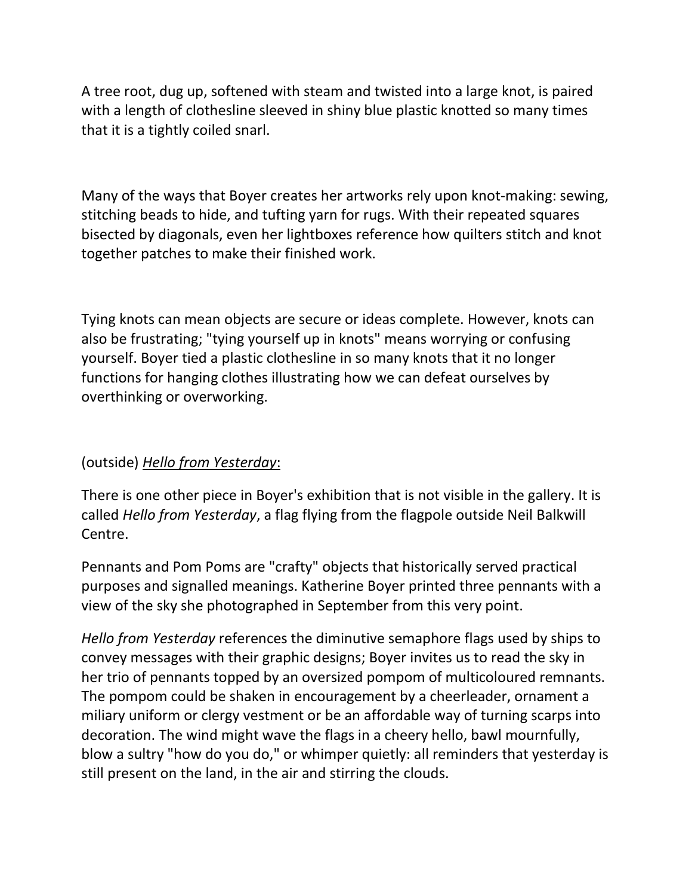A tree root, dug up, softened with steam and twisted into a large knot, is paired with a length of clothesline sleeved in shiny blue plastic knotted so many times that it is a tightly coiled snarl.

Many of the ways that Boyer creates her artworks rely upon knot-making: sewing, stitching beads to hide, and tufting yarn for rugs. With their repeated squares bisected by diagonals, even her lightboxes reference how quilters stitch and knot together patches to make their finished work.

Tying knots can mean objects are secure or ideas complete. However, knots can also be frustrating; "tying yourself up in knots" means worrying or confusing yourself. Boyer tied a plastic clothesline in so many knots that it no longer functions for hanging clothes illustrating how we can defeat ourselves by overthinking or overworking.

(outside) *<u>Hello from Yesterday</u>*:

There is one other piece in Boyer's exhibition that is not visible in the gallery. It is called *Hello from Yesterday*, a flag flying from the flagpole outside Neil Balkwill Centre.

Pennants and Pom Poms are "crafty" objects that historically served practical purposes and signalled meanings. Katherine Boyer printed three pennants with a view of the sky she photographed in September from this very point.

*Hello from Yesterday* references the diminutive semaphore flags used by ships to convey messages with their graphic designs; Boyer invites us to read the sky in her trio of pennants topped by an oversized pompom of multicoloured remnants. The pompom could be shaken in encouragement by a cheerleader, ornament a miliary uniform or clergy vestment or be an affordable way of turning scarps into decoration. The wind might wave the flags in a cheery hello, bawl mournfully, blow a sultry "how do you do," or whimper quietly: all reminders that yesterday is still present on the land, in the air and stirring the clouds.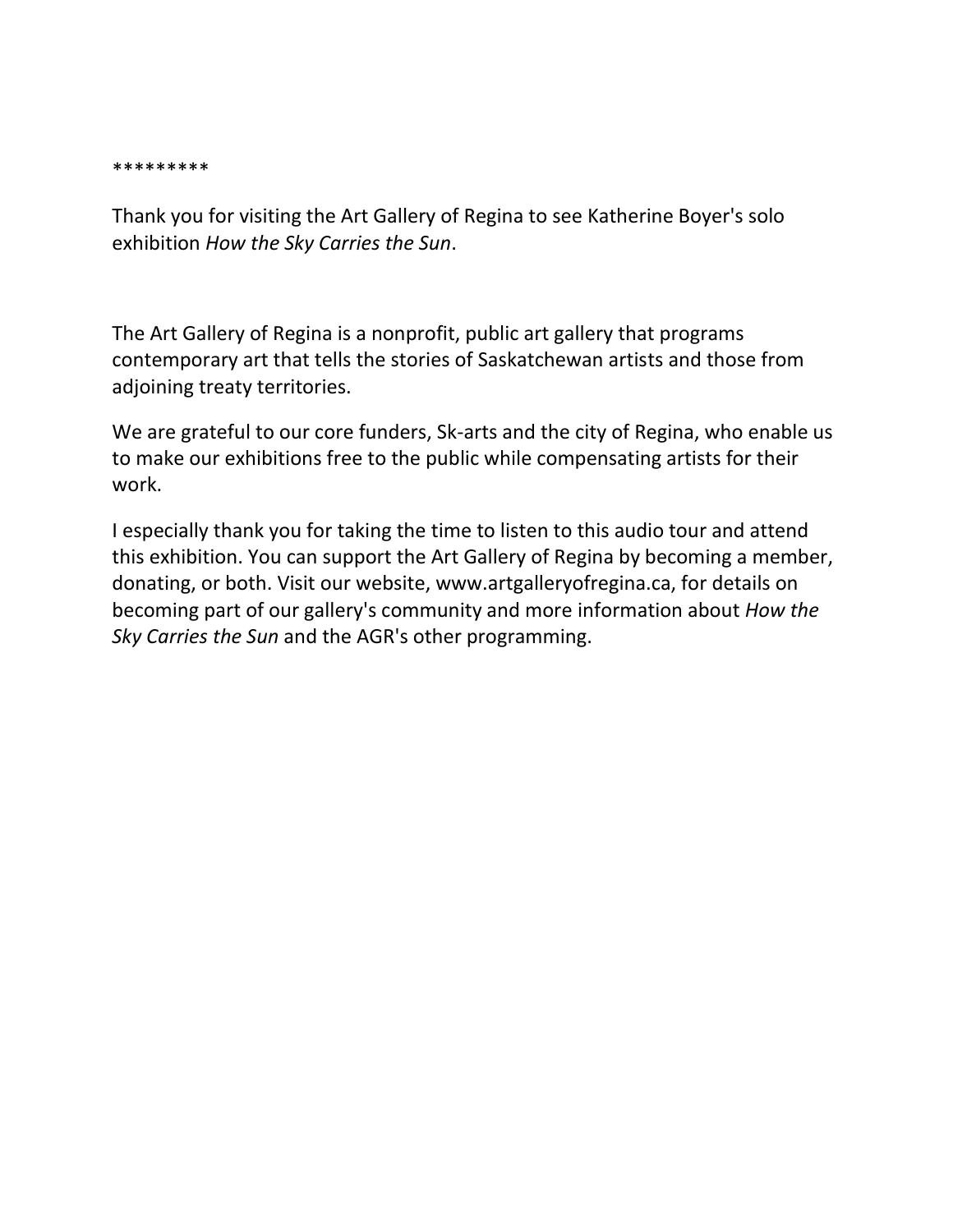*********

Thank you for visiting the Art Gallery of Regina to see Katherine Boyer's solo exhibition *How the Sky Carries the Sun*.

The Art Gallery of Regina is a nonprofit, public art gallery that programs contemporary art that tells the stories of Saskatchewan artists and those from adjoining treaty territories.

We are grateful to our core funders, Sk-arts and the city of Regina, who enable us to make our exhibitions free to the public while compensating artists for their work.

I especially thank you for taking the time to listen to this audio tour and attend this exhibition. You can support the Art Gallery of Regina by becoming a member, donating, or both. Visit our website, www.artgalleryofregina.ca, for details on becoming part of our gallery's community and more information about *How the Sky Carries the Sun* and the AGR's other programming.